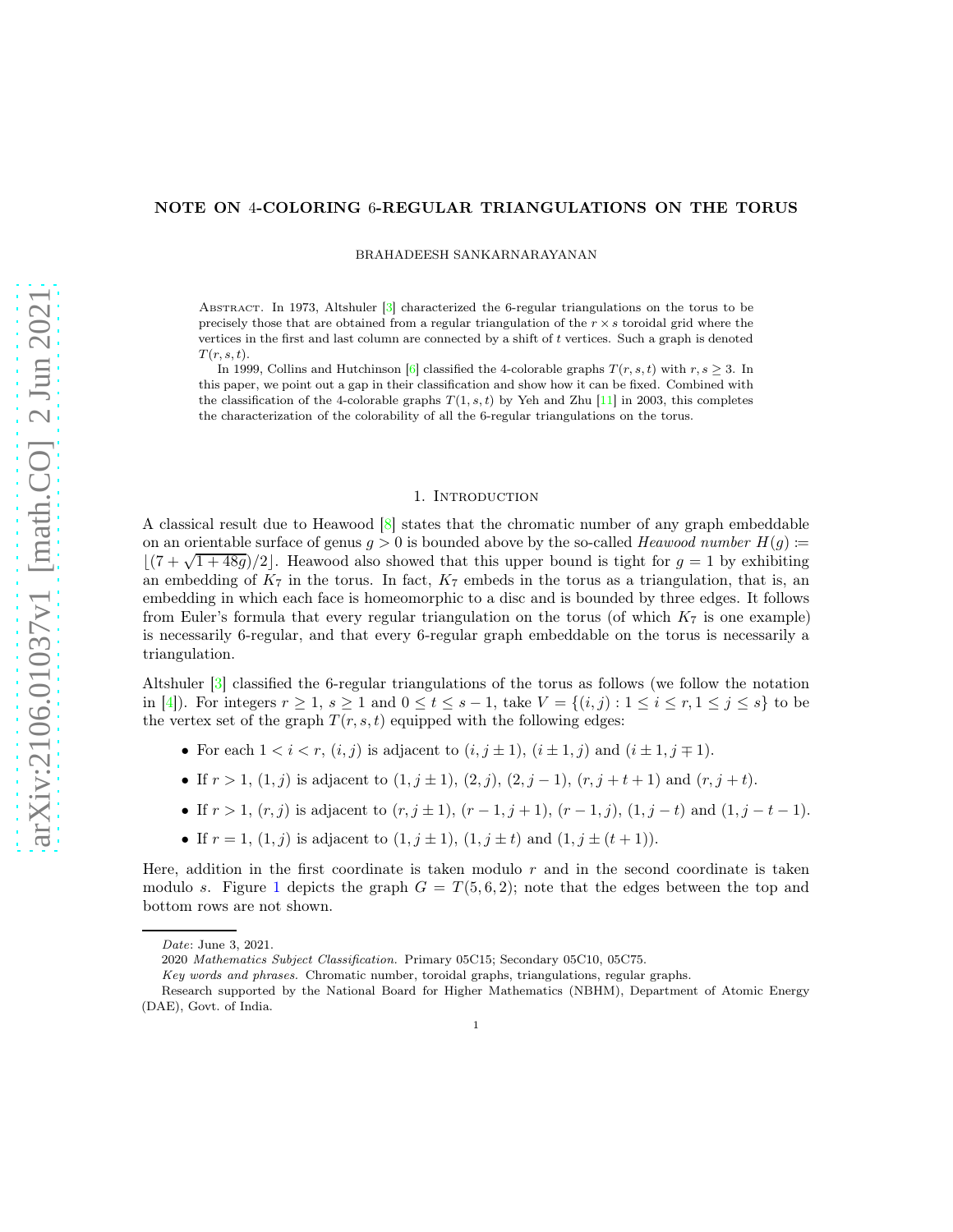# NOTE ON 4-COLORING 6-REGULAR TRIANGULATIONS ON THE TORUS

BRAHADEESH SANKARNARAYANAN

Abstract. In 1973, Altshuler [3] characterized the 6-regular triangulations on the torus to be precisely those that are obtained from a regular triangulation of the $r \times s$ toroidal grid where the vertices in the first and last column are connected by a shift of $t$ vertices. Such a graph is denoted $T(r, s, t)$.

In 1999, Collins and Hutchinson [6] classified the 4-colorable graphs $T(r, s, t)$ with $r, s \geq 3$. In this paper, we point out a gap in their classification and show how it can be fixed. Combined with the classification of the 4-colorable graphs $T(1, s, t)$ by Yeh and Zhu [11] in 2003, this completes the characterization of the colorability of all the 6-regular triangulations on the torus.

## 1. Introduction

A classical result due to Heawood [8] states that the chromatic number of any graph embeddable on an orientable surface of genus $g > 0$ is bounded above by the so-called *Heawood number* $H(g) := \lfloor (7 + \sqrt{1 + 48g})/2 \rfloor$. Heawood also showed that this upper bound is tight for $g = 1$ by exhibiting an embedding of $K_7$ in the torus. In fact, $K_7$ embeds in the torus as a triangulation, that is, an embedding in which each face is homeomorphic to a disc and is bounded by three edges. It follows from Euler's formula that every regular triangulation on the torus (of which $K_7$ is one example) is necessarily 6-regular, and that every 6-regular graph embeddable on the torus is necessarily a triangulation.

Altshuler [3] classified the 6-regular triangulations of the torus as follows (we follow the notation in [4]). For integers $r \geq 1$, $s \geq 1$ and $0 \leq t \leq s - 1$, take $V = \{(i, j) : 1 \leq i \leq r, 1 \leq j \leq s\}$ to be the vertex set of the graph $T(r, s, t)$ equipped with the following edges:

- For each $1 < i < r$, $(i, j)$ is adjacent to $(i, j \pm 1)$, $(i \pm 1, j)$ and $(i \pm 1, j \mp 1)$.
- If $r > 1$, $(1, j)$ is adjacent to $(1, j \pm 1)$, $(2, j)$, $(2, j - 1)$, $(r, j + t + 1)$ and $(r, j + t)$.
- If $r > 1$, $(r, j)$ is adjacent to $(r, j \pm 1)$, $(r - 1, j + 1)$, $(r - 1, j)$, $(1, j - t)$ and $(1, j - t - 1)$.
- If $r = 1$, $(1, j)$ is adjacent to $(1, j \pm 1)$, $(1, j \pm t)$ and $(1, j \pm (t + 1))$.

Here, addition in the first coordinate is taken modulo $r$ and in the second coordinate is taken modulo $s$. Figure 1 depicts the graph $G = T(5, 6, 2)$; note that the edges between the top and bottom rows are not shown.

---

*Date*: June 3, 2021.

2020 *Mathematics Subject Classification.* Primary 05C15; Secondary 05C10, 05C75.

*Key words and phrases.* Chromatic number, toroidal graphs, triangulations, regular graphs.

Research supported by the National Board for Higher Mathematics (NBHM), Department of Atomic Energy (DAE), Govt. of India.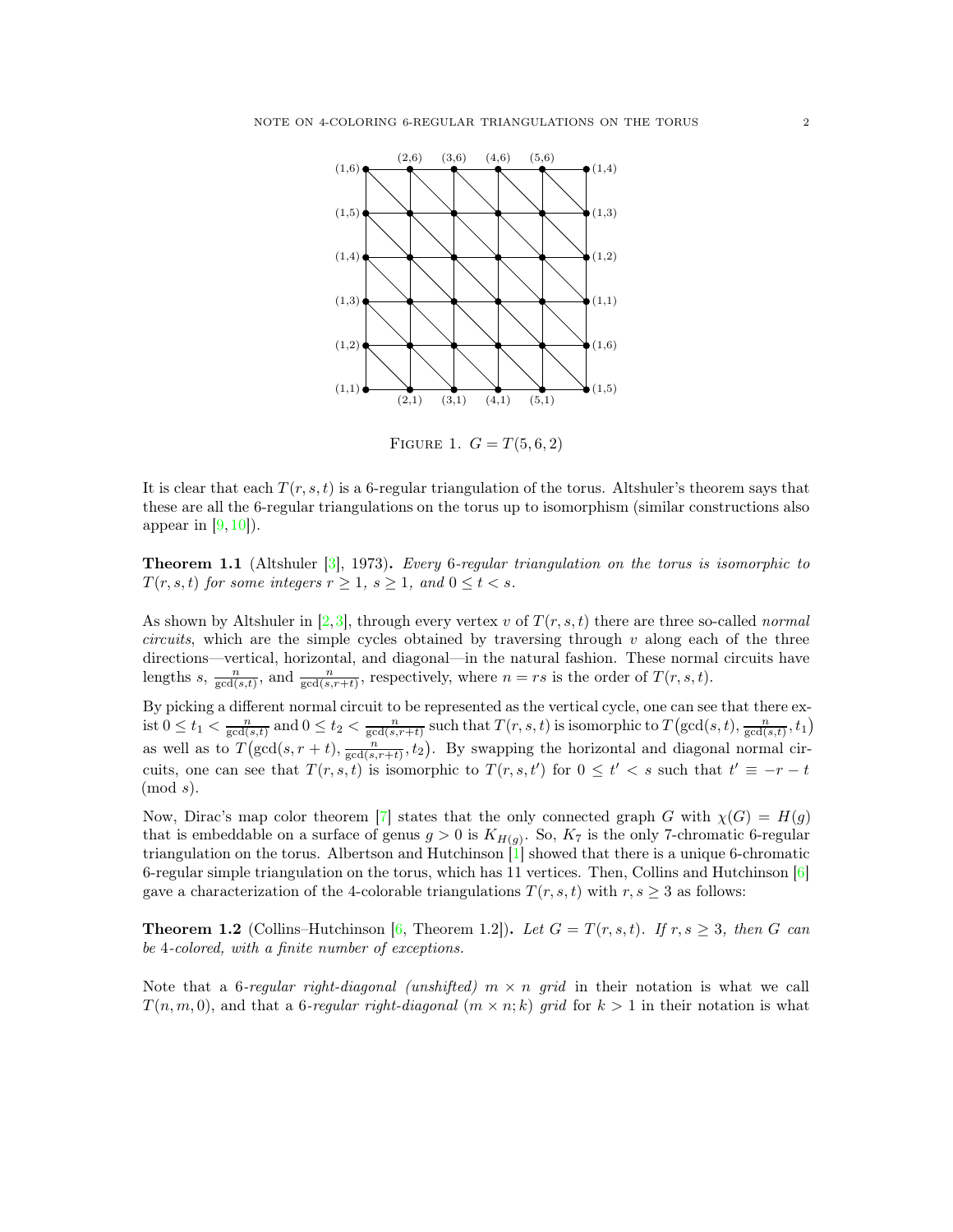FIGURE 1. $G = T(5, 6, 2)$

It is clear that each $T(r, s, t)$ is a 6-regular triangulation of the torus. Altshuler's theorem says that these are all the 6-regular triangulations on the torus up to isomorphism (similar constructions also appear in [9, 10]).

**Theorem 1.1** (Altshuler [3], 1973)**.** *Every 6-regular triangulation on the torus is isomorphic to $T(r, s, t)$ for some integers $r \geq 1$, $s \geq 1$, and $0 \leq t < s$.*

As shown by Altshuler in [2, 3], through every vertex $v$ of $T(r, s, t)$ there are three so-called *normal circuits*, which are the simple cycles obtained by traversing through $v$ along each of the three directions—vertical, horizontal, and diagonal—in the natural fashion. These normal circuits have lengths $s$, $\frac{n}{\gcd(s,t)}$, and $\frac{n}{\gcd(s,r+t)}$, respectively, where $n = rs$ is the order of $T(r, s, t)$.

By picking a different normal circuit to be represented as the vertical cycle, one can see that there exist $0 \leq t_1 < \frac{n}{\gcd(s,t)}$ and $0 \leq t_2 < \frac{n}{\gcd(s,r+t)}$ such that $T(r, s, t)$ is isomorphic to $T\big(\gcd(s, t), \frac{n}{\gcd(s,t)}, t_1\big)$ as well as to $T\big(\gcd(s, r + t), \frac{n}{\gcd(s,r+t)}, t_2\big)$. By swapping the horizontal and diagonal normal circuits, one can see that $T(r, s, t)$ is isomorphic to $T(r, s, t')$ for $0 \leq t' < s$ such that $t' \equiv -r - t \pmod{s}$.

Now, Dirac's map color theorem [7] states that the only connected graph $G$ with $\chi(G) = H(g)$ that is embeddable on a surface of genus $g > 0$ is $K_{H(g)}$. So, $K_7$ is the only 7-chromatic 6-regular triangulation on the torus. Albertson and Hutchinson [1] showed that there is a unique 6-chromatic 6-regular simple triangulation on the torus, which has 11 vertices. Then, Collins and Hutchinson [6] gave a characterization of the 4-colorable triangulations $T(r, s, t)$ with $r, s \geq 3$ as follows:

**Theorem 1.2** (Collins–Hutchinson [6, Theorem 1.2])**.** *Let $G = T(r, s, t)$. If $r, s \geq 3$, then $G$ can be 4-colored, with a finite number of exceptions.*

Note that a *6-regular right-diagonal (unshifted) $m \times n$ grid* in their notation is what we call $T(n, m, 0)$, and that a *6-regular right-diagonal $(m \times n; k)$ grid* for $k > 1$ in their notation is what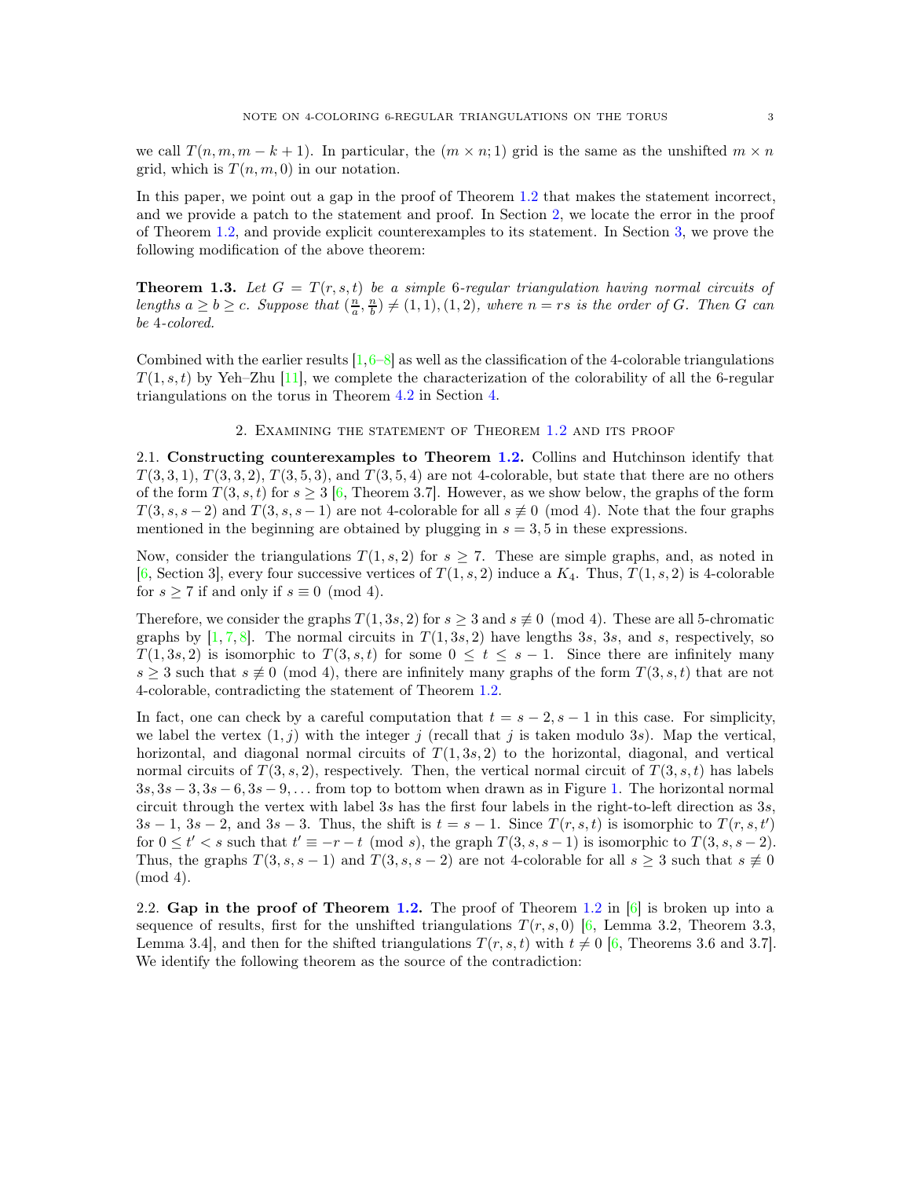we call $T(n, m, m-k+1)$. In particular, the $(m \times n; 1)$ grid is the same as the unshifted $m \times n$ grid, which is $T(n, m, 0)$ in our notation.

In this paper, we point out a gap in the proof of Theorem 1.2 that makes the statement incorrect, and we provide a patch to the statement and proof. In Section 2, we locate the error in the proof of Theorem 1.2, and provide explicit counterexamples to its statement. In Section 3, we prove the following modification of the above theorem:

**Theorem 1.3.** *Let $G = T(r, s, t)$ be a simple 6-regular triangulation having normal circuits of lengths $a \geq b \geq c$. Suppose that $(\frac{n}{a}, \frac{n}{b}) \neq (1, 1), (1, 2)$, where $n = rs$ is the order of $G$. Then $G$ can be 4-colored.*

Combined with the earlier results [1, 6–8] as well as the classification of the 4-colorable triangulations $T(1, s, t)$ by Yeh–Zhu [11], we complete the characterization of the colorability of all the 6-regular triangulations on the torus in Theorem 4.2 in Section 4.

## 2. Examining the statement of Theorem 1.2 and its proof

**2.1. Constructing counterexamples to Theorem 1.2.** Collins and Hutchinson identify that $T(3, 3, 1)$, $T(3, 3, 2)$, $T(3, 5, 3)$, and $T(3, 5, 4)$ are not 4-colorable, but state that there are no others of the form $T(3, s, t)$ for $s \geq 3$ [6, Theorem 3.7]. However, as we show below, the graphs of the form $T(3, s, s-2)$ and $T(3, s, s-1)$ are not 4-colorable for all $s \not\equiv 0 \pmod 4$. Note that the four graphs mentioned in the beginning are obtained by plugging in $s = 3, 5$ in these expressions.

Now, consider the triangulations $T(1, s, 2)$ for $s \geq 7$. These are simple graphs, and, as noted in [6, Section 3], every four successive vertices of $T(1, s, 2)$ induce a $K_4$. Thus, $T(1, s, 2)$ is 4-colorable for $s \geq 7$ if and only if $s \equiv 0 \pmod 4$.

Therefore, we consider the graphs $T(1, 3s, 2)$ for $s \geq 3$ and $s \not\equiv 0 \pmod 4$. These are all 5-chromatic graphs by [1, 7, 8]. The normal circuits in $T(1, 3s, 2)$ have lengths $3s$, $3s$, and $s$, respectively, so $T(1, 3s, 2)$ is isomorphic to $T(3, s, t)$ for some $0 \leq t \leq s-1$. Since there are infinitely many $s \geq 3$ such that $s \not\equiv 0 \pmod 4$, there are infinitely many graphs of the form $T(3, s, t)$ that are not 4-colorable, contradicting the statement of Theorem 1.2.

In fact, one can check by a careful computation that $t = s-2, s-1$ in this case. For simplicity, we label the vertex $(1, j)$ with the integer $j$ (recall that $j$ is taken modulo $3s$). Map the vertical, horizontal, and diagonal normal circuits of $T(1, 3s, 2)$ to the horizontal, diagonal, and vertical normal circuits of $T(3, s, 2)$, respectively. Then, the vertical normal circuit of $T(3, s, t)$ has labels $3s, 3s-3, 3s-6, 3s-9, \ldots$ from top to bottom when drawn as in Figure 1. The horizontal normal circuit through the vertex with label $3s$ has the first four labels in the right-to-left direction as $3s$, $3s-1$, $3s-2$, and $3s-3$. Thus, the shift is $t = s-1$. Since $T(r, s, t)$ is isomorphic to $T(r, s, t')$ for $0 \leq t' < s$ such that $t' \equiv -r-t \pmod s$, the graph $T(3, s, s-1)$ is isomorphic to $T(3, s, s-2)$. Thus, the graphs $T(3, s, s-1)$ and $T(3, s, s-2)$ are not 4-colorable for all $s \geq 3$ such that $s \not\equiv 0 \pmod 4$.

**2.2. Gap in the proof of Theorem 1.2.** The proof of Theorem 1.2 in [6] is broken up into a sequence of results, first for the unshifted triangulations $T(r, s, 0)$ [6, Lemma 3.2, Theorem 3.3, Lemma 3.4], and then for the shifted triangulations $T(r, s, t)$ with $t \neq 0$ [6, Theorems 3.6 and 3.7]. We identify the following theorem as the source of the contradiction: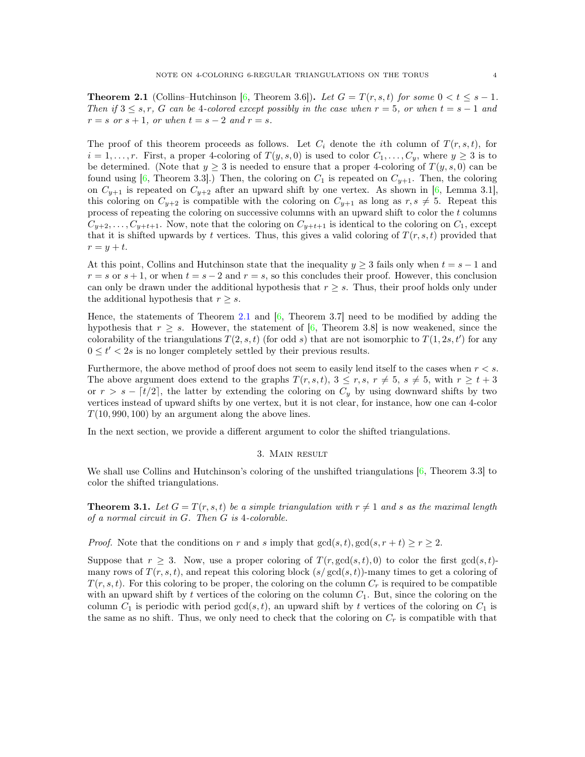**Theorem 2.1** (Collins–Hutchinson [6, Theorem 3.6]). *Let $G = T(r, s, t)$ for some $0 < t \leq s - 1$. Then if $3 \leq s, r$, $G$ can be 4-colored except possibly in the case when $r = 5$, or when $t = s - 1$ and $r = s$ or $s + 1$, or when $t = s - 2$ and $r = s$.*

The proof of this theorem proceeds as follows. Let $C_i$ denote the $i$th column of $T(r, s, t)$, for $i = 1, \ldots, r$. First, a proper 4-coloring of $T(y, s, 0)$ is used to color $C_1, \ldots, C_y$, where $y \geq 3$ is to be determined. (Note that $y \geq 3$ is needed to ensure that a proper 4-coloring of $T(y, s, 0)$ can be found using [6, Theorem 3.3].) Then, the coloring on $C_1$ is repeated on $C_{y+1}$. Then, the coloring on $C_{y+1}$ is repeated on $C_{y+2}$ after an upward shift by one vertex. As shown in [6, Lemma 3.1], this coloring on $C_{y+2}$ is compatible with the coloring on $C_{y+1}$ as long as $r, s \neq 5$. Repeat this process of repeating the coloring on successive columns with an upward shift to color the $t$ columns $C_{y+2}, \ldots, C_{y+t+1}$. Now, note that the coloring on $C_{y+t+1}$ is identical to the coloring on $C_1$, except that it is shifted upwards by $t$ vertices. Thus, this gives a valid coloring of $T(r, s, t)$ provided that $r = y + t$.

At this point, Collins and Hutchinson state that the inequality $y \geq 3$ fails only when $t = s - 1$ and $r = s$ or $s + 1$, or when $t = s - 2$ and $r = s$, so this concludes their proof. However, this conclusion can only be drawn under the additional hypothesis that $r \geq s$. Thus, their proof holds only under the additional hypothesis that $r \geq s$.

Hence, the statements of Theorem 2.1 and [6, Theorem 3.7] need to be modified by adding the hypothesis that $r \geq s$. However, the statement of [6, Theorem 3.8] is now weakened, since the colorability of the triangulations $T(2, s, t)$ (for odd $s$) that are not isomorphic to $T(1, 2s, t')$ for any $0 \leq t' < 2s$ is no longer completely settled by their previous results.

Furthermore, the above method of proof does not seem to easily lend itself to the cases when $r < s$. The above argument does extend to the graphs $T(r, s, t)$, $3 \leq r, s$, $r \neq 5$, $s \neq 5$, with $r \geq t + 3$ or $r > s - \lceil t/2 \rceil$, the latter by extending the coloring on $C_y$ by using downward shifts by two vertices instead of upward shifts by one vertex, but it is not clear, for instance, how one can 4-color $T(10, 990, 100)$ by an argument along the above lines.

In the next section, we provide a different argument to color the shifted triangulations.

## 3. Main result

We shall use Collins and Hutchinson's coloring of the unshifted triangulations [6, Theorem 3.3] to color the shifted triangulations.

**Theorem 3.1.** *Let $G = T(r, s, t)$ be a simple triangulation with $r \neq 1$ and $s$ as the maximal length of a normal circuit in $G$. Then $G$ is 4-colorable.*

*Proof.* Note that the conditions on $r$ and $s$ imply that $\gcd(s, t), \gcd(s, r + t) \geq r \geq 2$.

Suppose that $r \geq 3$. Now, use a proper coloring of $T(r, \gcd(s, t), 0)$ to color the first $\gcd(s, t)$-many rows of $T(r, s, t)$, and repeat this coloring block $(s/\gcd(s, t))$-many times to get a coloring of $T(r, s, t)$. For this coloring to be proper, the coloring on the column $C_r$ is required to be compatible with an upward shift by $t$ vertices of the coloring on the column $C_1$. But, since the coloring on the column $C_1$ is periodic with period $\gcd(s, t)$, an upward shift by $t$ vertices of the coloring on $C_1$ is the same as no shift. Thus, we only need to check that the coloring on $C_r$ is compatible with that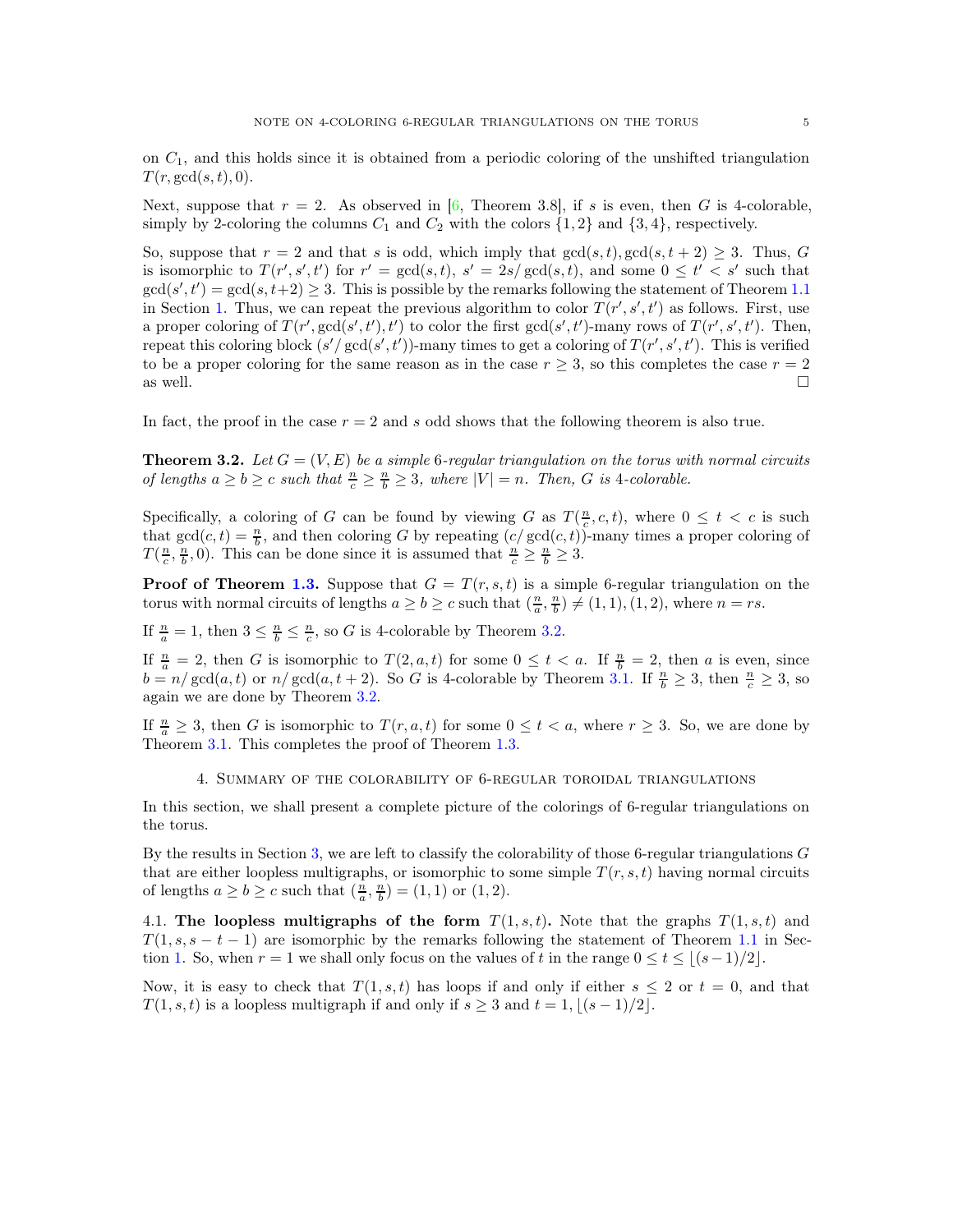on $C_1$, and this holds since it is obtained from a periodic coloring of the unshifted triangulation $T(r, \gcd(s,t), 0)$.

Next, suppose that $r = 2$. As observed in [6, Theorem 3.8], if $s$ is even, then $G$ is 4-colorable, simply by 2-coloring the columns $C_1$ and $C_2$ with the colors $\{1, 2\}$ and $\{3, 4\}$, respectively.

So, suppose that $r = 2$ and that $s$ is odd, which imply that $\gcd(s,t), \gcd(s,t+2) \geq 3$. Thus, $G$ is isomorphic to $T(r', s', t')$ for $r' = \gcd(s,t)$, $s' = 2s/\gcd(s,t)$, and some $0 \leq t' < s'$ such that $\gcd(s', t') = \gcd(s, t+2) \geq 3$. This is possible by the remarks following the statement of Theorem 1.1 in Section 1. Thus, we can repeat the previous algorithm to color $T(r', s', t')$ as follows. First, use a proper coloring of $T(r', \gcd(s', t'), t')$ to color the first $\gcd(s', t')$-many rows of $T(r', s', t')$. Then, repeat this coloring block $(s'/\gcd(s', t'))$-many times to get a coloring of $T(r', s', t')$. This is verified to be a proper coloring for the same reason as in the case $r \geq 3$, so this completes the case $r = 2$ as well. $\square$

In fact, the proof in the case $r = 2$ and $s$ odd shows that the following theorem is also true.

**Theorem 3.2.** *Let $G = (V, E)$ be a simple 6-regular triangulation on the torus with normal circuits of lengths $a \geq b \geq c$ such that $\frac{n}{c} \geq \frac{n}{b} \geq 3$, where $|V| = n$. Then, $G$ is 4-colorable.*

Specifically, a coloring of $G$ can be found by viewing $G$ as $T(\frac{n}{c}, c, t)$, where $0 \leq t < c$ is such that $\gcd(c,t) = \frac{n}{b}$, and then coloring $G$ by repeating $(c/\gcd(c,t))$-many times a proper coloring of $T(\frac{n}{c}, \frac{n}{b}, 0)$. This can be done since it is assumed that $\frac{n}{c} \geq \frac{n}{b} \geq 3$.

**Proof of Theorem 1.3.** Suppose that $G = T(r, s, t)$ is a simple 6-regular triangulation on the torus with normal circuits of lengths $a \geq b \geq c$ such that $(\frac{n}{a}, \frac{n}{b}) \neq (1,1), (1,2)$, where $n = rs$.

If $\frac{n}{a} = 1$, then $3 \leq \frac{n}{b} \leq \frac{n}{c}$, so $G$ is 4-colorable by Theorem 3.2.

If $\frac{n}{a} = 2$, then $G$ is isomorphic to $T(2, a, t)$ for some $0 \leq t < a$. If $\frac{n}{b} = 2$, then $a$ is even, since $b = n/\gcd(a,t)$ or $n/\gcd(a, t+2)$. So $G$ is 4-colorable by Theorem 3.1. If $\frac{n}{b} \geq 3$, then $\frac{n}{c} \geq 3$, so again we are done by Theorem 3.2.

If $\frac{n}{a} \geq 3$, then $G$ is isomorphic to $T(r, a, t)$ for some $0 \leq t < a$, where $r \geq 3$. So, we are done by Theorem 3.1. This completes the proof of Theorem 1.3.

## 4. Summary of the colorability of 6-regular toroidal triangulations

In this section, we shall present a complete picture of the colorings of 6-regular triangulations on the torus.

By the results in Section 3, we are left to classify the colorability of those 6-regular triangulations $G$ that are either loopless multigraphs, or isomorphic to some simple $T(r, s, t)$ having normal circuits of lengths $a \geq b \geq c$ such that $(\frac{n}{a}, \frac{n}{b}) = (1, 1)$ or $(1, 2)$.

**4.1. The loopless multigraphs of the form $T(1, s, t)$.** Note that the graphs $T(1, s, t)$ and $T(1, s, s-t-1)$ are isomorphic by the remarks following the statement of Theorem 1.1 in Section 1. So, when $r = 1$ we shall only focus on the values of $t$ in the range $0 \leq t \leq \lfloor (s-1)/2 \rfloor$.

Now, it is easy to check that $T(1, s, t)$ has loops if and only if either $s \leq 2$ or $t = 0$, and that $T(1, s, t)$ is a loopless multigraph if and only if $s \geq 3$ and $t = 1, \lfloor (s-1)/2 \rfloor$.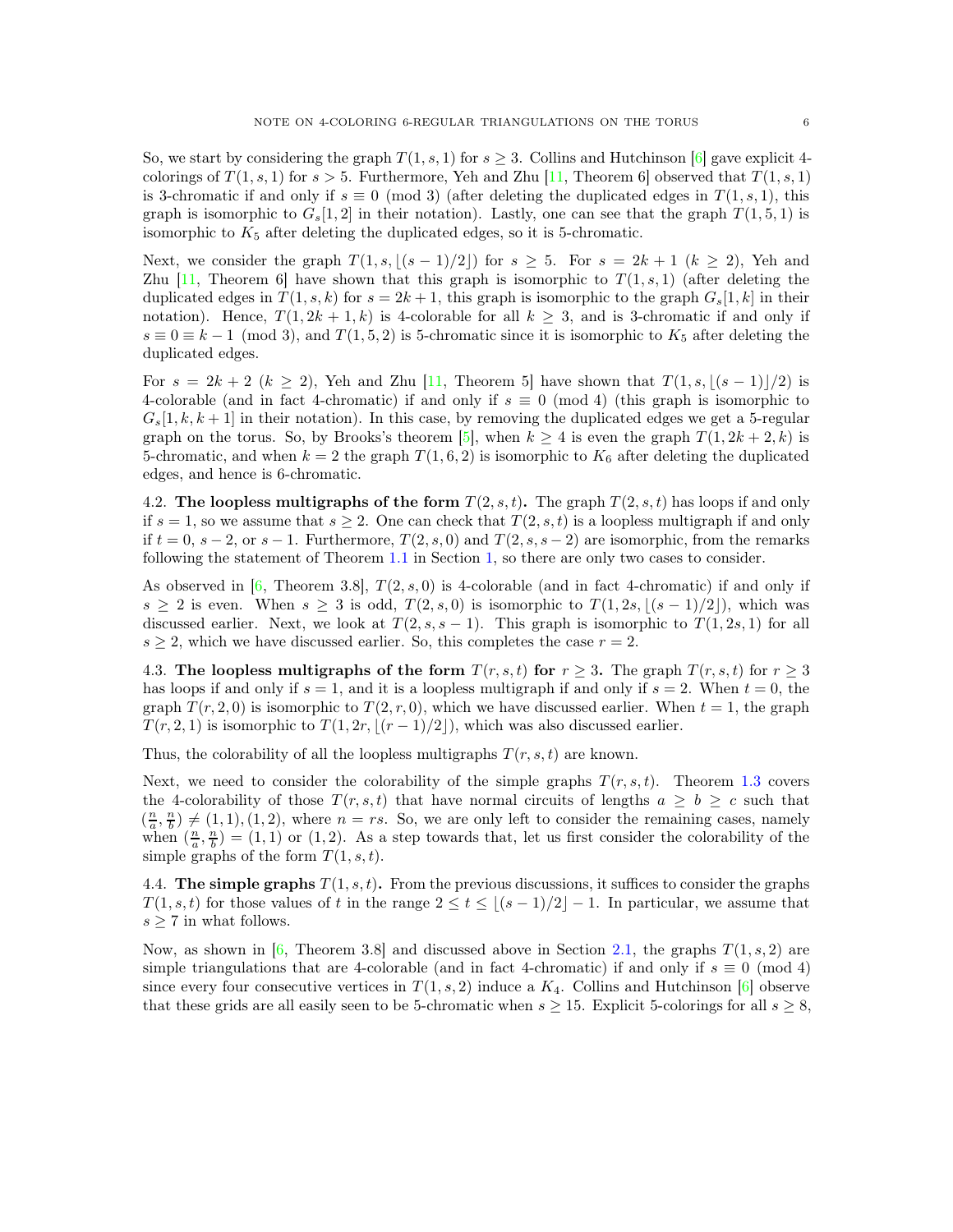So, we start by considering the graph $T(1,s,1)$ for $s \geq 3$. Collins and Hutchinson [6] gave explicit 4-colorings of $T(1,s,1)$ for $s > 5$. Furthermore, Yeh and Zhu [11, Theorem 6] observed that $T(1,s,1)$ is 3-chromatic if and only if $s \equiv 0 \pmod 3$ (after deleting the duplicated edges in $T(1,s,1)$, this graph is isomorphic to $G_s[1,2]$ in their notation). Lastly, one can see that the graph $T(1,5,1)$ is isomorphic to $K_5$ after deleting the duplicated edges, so it is 5-chromatic.

Next, we consider the graph $T(1,s,\lfloor(s-1)/2\rfloor)$ for $s \geq 5$. For $s = 2k+1$ ($k \geq 2$), Yeh and Zhu [11, Theorem 6] have shown that this graph is isomorphic to $T(1,s,1)$ (after deleting the duplicated edges in $T(1,s,k)$ for $s = 2k+1$, this graph is isomorphic to the graph $G_s[1,k]$ in their notation). Hence, $T(1,2k+1,k)$ is 4-colorable for all $k \geq 3$, and is 3-chromatic if and only if $s \equiv 0 \equiv k-1 \pmod 3$, and $T(1,5,2)$ is 5-chromatic since it is isomorphic to $K_5$ after deleting the duplicated edges.

For $s = 2k+2$ ($k \geq 2$), Yeh and Zhu [11, Theorem 5] have shown that $T(1,s,\lfloor(s-1)\rfloor/2)$ is 4-colorable (and in fact 4-chromatic) if and only if $s \equiv 0 \pmod 4$ (this graph is isomorphic to $G_s[1,k,k+1]$ in their notation). In this case, by removing the duplicated edges we get a 5-regular graph on the torus. So, by Brooks's theorem [5], when $k \geq 4$ is even the graph $T(1,2k+2,k)$ is 5-chromatic, and when $k = 2$ the graph $T(1,6,2)$ is isomorphic to $K_6$ after deleting the duplicated edges, and hence is 6-chromatic.

**4.2. The loopless multigraphs of the form $T(2,s,t)$.** The graph $T(2,s,t)$ has loops if and only if $s = 1$, so we assume that $s \geq 2$. One can check that $T(2,s,t)$ is a loopless multigraph if and only if $t = 0$, $s-2$, or $s-1$. Furthermore, $T(2,s,0)$ and $T(2,s,s-2)$ are isomorphic, from the remarks following the statement of Theorem 1.1 in Section 1, so there are only two cases to consider.

As observed in [6, Theorem 3.8], $T(2,s,0)$ is 4-colorable (and in fact 4-chromatic) if and only if $s \geq 2$ is even. When $s \geq 3$ is odd, $T(2,s,0)$ is isomorphic to $T(1,2s,\lfloor(s-1)/2\rfloor)$, which was discussed earlier. Next, we look at $T(2,s,s-1)$. This graph is isomorphic to $T(1,2s,1)$ for all $s \geq 2$, which we have discussed earlier. So, this completes the case $r = 2$.

**4.3. The loopless multigraphs of the form $T(r,s,t)$ for $r \geq 3$.** The graph $T(r,s,t)$ for $r \geq 3$ has loops if and only if $s = 1$, and it is a loopless multigraph if and only if $s = 2$. When $t = 0$, the graph $T(r,2,0)$ is isomorphic to $T(2,r,0)$, which we have discussed earlier. When $t = 1$, the graph $T(r,2,1)$ is isomorphic to $T(1,2r,\lfloor(r-1)/2\rfloor)$, which was also discussed earlier.

Thus, the colorability of all the loopless multigraphs $T(r,s,t)$ are known.

Next, we need to consider the colorability of the simple graphs $T(r,s,t)$. Theorem 1.3 covers the 4-colorability of those $T(r,s,t)$ that have normal circuits of lengths $a \geq b \geq c$ such that $(\frac{n}{a},\frac{n}{b}) \neq (1,1),(1,2)$, where $n = rs$. So, we are only left to consider the remaining cases, namely when $(\frac{n}{a},\frac{n}{b}) = (1,1)$ or $(1,2)$. As a step towards that, let us first consider the colorability of the simple graphs of the form $T(1,s,t)$.

**4.4. The simple graphs $T(1,s,t)$.** From the previous discussions, it suffices to consider the graphs $T(1,s,t)$ for those values of $t$ in the range $2 \leq t \leq \lfloor(s-1)/2\rfloor - 1$. In particular, we assume that $s \geq 7$ in what follows.

Now, as shown in [6, Theorem 3.8] and discussed above in Section 2.1, the graphs $T(1,s,2)$ are simple triangulations that are 4-colorable (and in fact 4-chromatic) if and only if $s \equiv 0 \pmod 4$ since every four consecutive vertices in $T(1,s,2)$ induce a $K_4$. Collins and Hutchinson [6] observe that these grids are all easily seen to be 5-chromatic when $s \geq 15$. Explicit 5-colorings for all $s \geq 8$,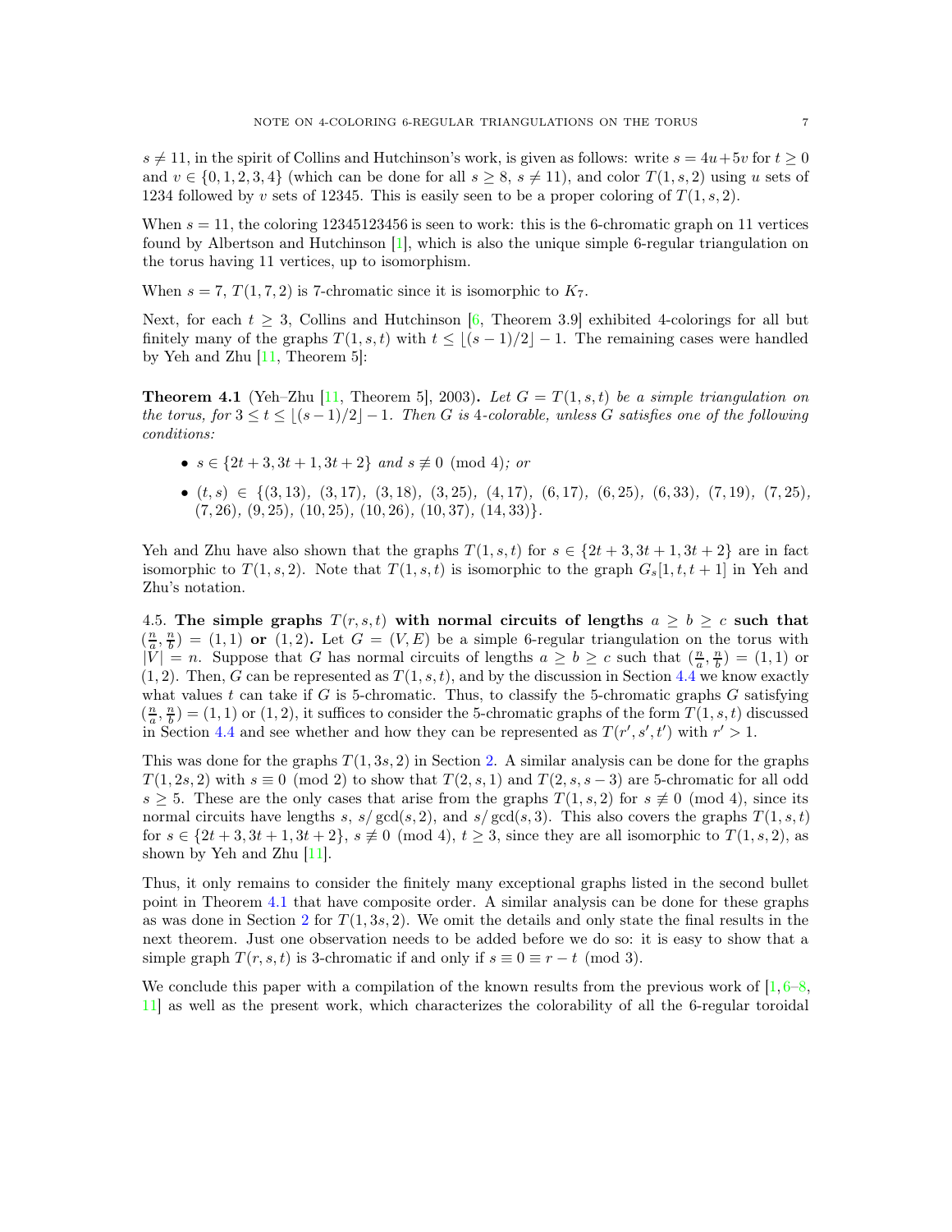$s \neq 11$, in the spirit of Collins and Hutchinson's work, is given as follows: write $s = 4u + 5v$ for $t \geq 0$ and $v \in \{0, 1, 2, 3, 4\}$ (which can be done for all $s \geq 8$, $s \neq 11$), and color $T(1, s, 2)$ using $u$ sets of 1234 followed by $v$ sets of 12345. This is easily seen to be a proper coloring of $T(1, s, 2)$.

When $s = 11$, the coloring 12345123456 is seen to work: this is the 6-chromatic graph on 11 vertices found by Albertson and Hutchinson [1], which is also the unique simple 6-regular triangulation on the torus having 11 vertices, up to isomorphism.

When $s = 7$, $T(1, 7, 2)$ is 7-chromatic since it is isomorphic to $K_7$.

Next, for each $t \geq 3$, Collins and Hutchinson [6, Theorem 3.9] exhibited 4-colorings for all but finitely many of the graphs $T(1, s, t)$ with $t \leq \lfloor (s-1)/2 \rfloor - 1$. The remaining cases were handled by Yeh and Zhu [11, Theorem 5]:

**Theorem 4.1** (Yeh–Zhu [11, Theorem 5], 2003)**.** *Let $G = T(1, s, t)$ be a simple triangulation on the torus, for $3 \leq t \leq \lfloor (s-1)/2 \rfloor - 1$. Then $G$ is 4-colorable, unless $G$ satisfies one of the following conditions:*

- *$s \in \{2t + 3, 3t + 1, 3t + 2\}$ and $s \not\equiv 0 \pmod 4$; or*
- *$(t, s) \in \{(3, 13),\ (3, 17),\ (3, 18),\ (3, 25),\ (4, 17),\ (6, 17),\ (6, 25),\ (6, 33),\ (7, 19),\ (7, 25),\ (7, 26),\ (9, 25),\ (10, 25),\ (10, 26),\ (10, 37),\ (14, 33)\}$.*

Yeh and Zhu have also shown that the graphs $T(1, s, t)$ for $s \in \{2t + 3, 3t + 1, 3t + 2\}$ are in fact isomorphic to $T(1, s, 2)$. Note that $T(1, s, t)$ is isomorphic to the graph $G_s[1, t, t + 1]$ in Yeh and Zhu's notation.

4.5. **The simple graphs $T(r, s, t)$ with normal circuits of lengths $a \geq b \geq c$ such that $(\frac{n}{a}, \frac{n}{b}) = (1, 1)$ or $(1, 2)$.** Let $G = (V, E)$ be a simple 6-regular triangulation on the torus with $|V| = n$. Suppose that $G$ has normal circuits of lengths $a \geq b \geq c$ such that $(\frac{n}{a}, \frac{n}{b}) = (1, 1)$ or $(1, 2)$. Then, $G$ can be represented as $T(1, s, t)$, and by the discussion in Section 4.4 we know exactly what values $t$ can take if $G$ is 5-chromatic. Thus, to classify the 5-chromatic graphs $G$ satisfying $(\frac{n}{a}, \frac{n}{b}) = (1, 1)$ or $(1, 2)$, it suffices to consider the 5-chromatic graphs of the form $T(1, s, t)$ discussed in Section 4.4 and see whether and how they can be represented as $T(r', s', t')$ with $r' > 1$.

This was done for the graphs $T(1, 3s, 2)$ in Section 2. A similar analysis can be done for the graphs $T(1, 2s, 2)$ with $s \equiv 0 \pmod 2$ to show that $T(2, s, 1)$ and $T(2, s, s - 3)$ are 5-chromatic for all odd $s \geq 5$. These are the only cases that arise from the graphs $T(1, s, 2)$ for $s \not\equiv 0 \pmod 4$, since its normal circuits have lengths $s$, $s/\gcd(s, 2)$, and $s/\gcd(s, 3)$. This also covers the graphs $T(1, s, t)$ for $s \in \{2t + 3, 3t + 1, 3t + 2\}$, $s \not\equiv 0 \pmod 4$, $t \geq 3$, since they are all isomorphic to $T(1, s, 2)$, as shown by Yeh and Zhu [11].

Thus, it only remains to consider the finitely many exceptional graphs listed in the second bullet point in Theorem 4.1 that have composite order. A similar analysis can be done for these graphs as was done in Section 2 for $T(1, 3s, 2)$. We omit the details and only state the final results in the next theorem. Just one observation needs to be added before we do so: it is easy to show that a simple graph $T(r, s, t)$ is 3-chromatic if and only if $s \equiv 0 \equiv r - t \pmod 3$.

We conclude this paper with a compilation of the known results from the previous work of [1, 6–8, 11] as well as the present work, which characterizes the colorability of all the 6-regular toroidal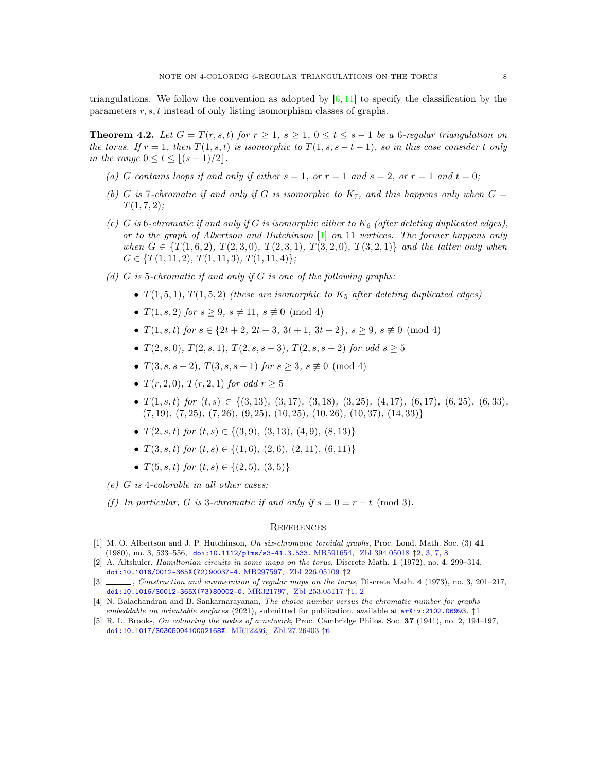triangulations. We follow the convention as adopted by [6, 11] to specify the classification by the parameters $r, s, t$ instead of only listing isomorphism classes of graphs.

**Theorem 4.2.** *Let $G = T(r, s, t)$ for $r \geq 1$, $s \geq 1$, $0 \leq t \leq s-1$ be a 6-regular triangulation on the torus. If $r = 1$, then $T(1, s, t)$ is isomorphic to $T(1, s, s-t-1)$, so in this case consider $t$ only in the range $0 \leq t \leq \lfloor (s-1)/2 \rfloor$.*

*(a) $G$ contains loops if and only if either $s = 1$, or $r = 1$ and $s = 2$, or $r = 1$ and $t = 0$;*

*(b) $G$ is 7-chromatic if and only if $G$ is isomorphic to $K_7$, and this happens only when $G = T(1, 7, 2)$;*

*(c) $G$ is 6-chromatic if and only if $G$ is isomorphic either to $K_6$ (after deleting duplicated edges), or to the graph of Albertson and Hutchinson [1] on 11 vertices. The former happens only when $G \in \{T(1, 6, 2),\ T(2, 3, 0),\ T(2, 3, 1),\ T(3, 2, 0),\ T(3, 2, 1)\}$ and the latter only when $G \in \{T(1, 11, 2),\ T(1, 11, 3),\ T(1, 11, 4)\}$;*

*(d) $G$ is 5-chromatic if and only if $G$ is one of the following graphs:*

- $T(1, 5, 1)$, $T(1, 5, 2)$ *(these are isomorphic to $K_5$ after deleting duplicated edges)*
- $T(1, s, 2)$ *for* $s \geq 9$, $s \neq 11$, $s \not\equiv 0 \pmod 4$
- $T(1, s, t)$ *for* $s \in \{2t+2,\ 2t+3,\ 3t+1,\ 3t+2\}$, $s \geq 9$, $s \not\equiv 0 \pmod 4$
- $T(2, s, 0)$, $T(2, s, 1)$, $T(2, s, s-3)$, $T(2, s, s-2)$ *for odd* $s \geq 5$
- $T(3, s, s-2)$, $T(3, s, s-1)$ *for* $s \geq 3$, $s \not\equiv 0 \pmod 4$
- $T(r, 2, 0)$, $T(r, 2, 1)$ *for odd* $r \geq 5$
- $T(1, s, t)$ *for* $(t, s) \in \{(3, 13),\ (3, 17),\ (3, 18),\ (3, 25),\ (4, 17),\ (6, 17),\ (6, 25),\ (6, 33),\ (7, 19),\ (7, 25),\ (7, 26),\ (9, 25),\ (10, 25),\ (10, 26),\ (10, 37),\ (14, 33)\}$
- $T(2, s, t)$ *for* $(t, s) \in \{(3, 9),\ (3, 13),\ (4, 9),\ (8, 13)\}$
- $T(3, s, t)$ *for* $(t, s) \in \{(1, 6),\ (2, 6),\ (2, 11),\ (6, 11)\}$
- $T(5, s, t)$ *for* $(t, s) \in \{(2, 5),\ (3, 5)\}$

*(e) $G$ is 4-colorable in all other cases;*

*(f) In particular, $G$ is 3-chromatic if and only if $s \equiv 0 \equiv r - t \pmod 3$.*

## References

[1] M. O. Albertson and J. P. Hutchinson, *On six-chromatic toroidal graphs*, Proc. Lond. Math. Soc. (3) **41** (1980), no. 3, 533–556, doi:10.1112/plms/s3-41.3.533. MR591654, Zbl 394.05018 ↑2, 3, 7, 8

[2] A. Altshuler, *Hamiltonian circuits in some maps on the torus*, Discrete Math. **1** (1972), no. 4, 299–314, doi:10.1016/0012-365X(72)90037-4. MR297597, Zbl 226.05109 ↑2

[3] ———, *Construction and enumeration of regular maps on the torus*, Discrete Math. **4** (1973), no. 3, 201–217, doi:10.1016/S0012-365X(73)80002-0. MR321797, Zbl 253.05117 ↑1, 2

[4] N. Balachandran and B. Sankarnarayanan, *The choice number versus the chromatic number for graphs embeddable on orientable surfaces* (2021), submitted for publication, available at arXiv:2102.06993. ↑1

[5] R. L. Brooks, *On colouring the nodes of a network*, Proc. Cambridge Philos. Soc. **37** (1941), no. 2, 194–197, doi:10.1017/S030500410002168X. MR12236, Zbl 27.26403 ↑6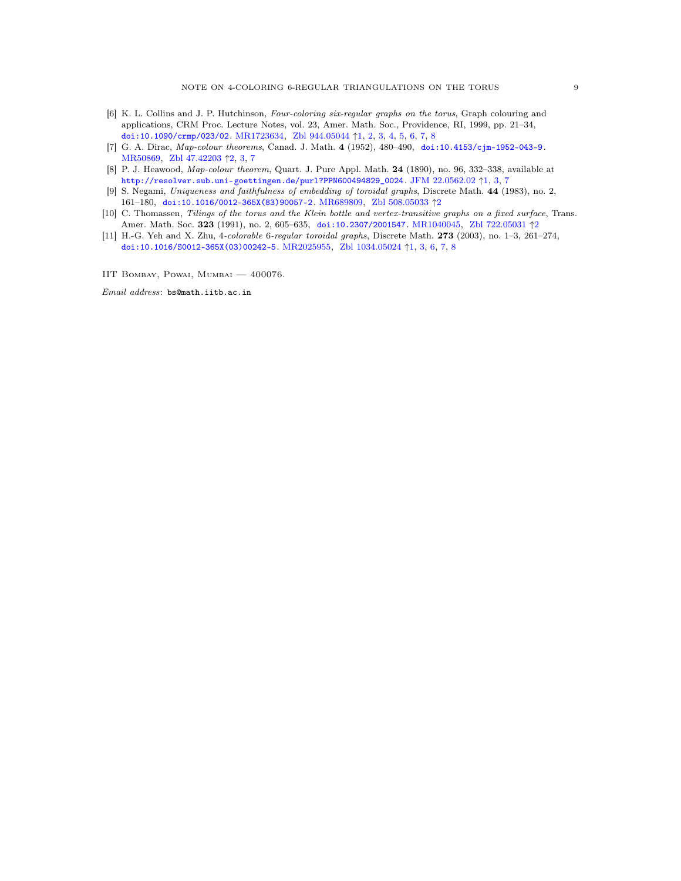[6] K. L. Collins and J. P. Hutchinson, *Four-coloring six-regular graphs on the torus*, Graph colouring and applications, CRM Proc. Lecture Notes, vol. 23, Amer. Math. Soc., Providence, RI, 1999, pp. 21–34, doi:10.1090/crmp/023/02. MR1723634, Zbl 944.05044 ↑1, 2, 3, 4, 5, 6, 7, 8

[7] G. A. Dirac, *Map-colour theorems*, Canad. J. Math. **4** (1952), 480–490, doi:10.4153/cjm-1952-043-9. MR50869, Zbl 47.42203 ↑2, 3, 7

[8] P. J. Heawood, *Map-colour theorem*, Quart. J. Pure Appl. Math. **24** (1890), no. 96, 332–338, available at http://resolver.sub.uni-goettingen.de/purl?PPN600494829_0024. JFM 22.0562.02 ↑1, 3, 7

[9] S. Negami, *Uniqueness and faithfulness of embedding of toroidal graphs*, Discrete Math. **44** (1983), no. 2, 161–180, doi:10.1016/0012-365X(83)90057-2. MR689809, Zbl 508.05033 ↑2

[10] C. Thomassen, *Tilings of the torus and the Klein bottle and vertex-transitive graphs on a fixed surface*, Trans. Amer. Math. Soc. **323** (1991), no. 2, 605–635, doi:10.2307/2001547. MR1040045, Zbl 722.05031 ↑2

[11] H.-G. Yeh and X. Zhu, *4-colorable 6-regular toroidal graphs*, Discrete Math. **273** (2003), no. 1–3, 261–274, doi:10.1016/S0012-365X(03)00242-5. MR2025955, Zbl 1034.05024 ↑1, 3, 6, 7, 8

IIT Bombay, Powai, Mumbai — 400076.

*Email address*: bs@math.iitb.ac.in